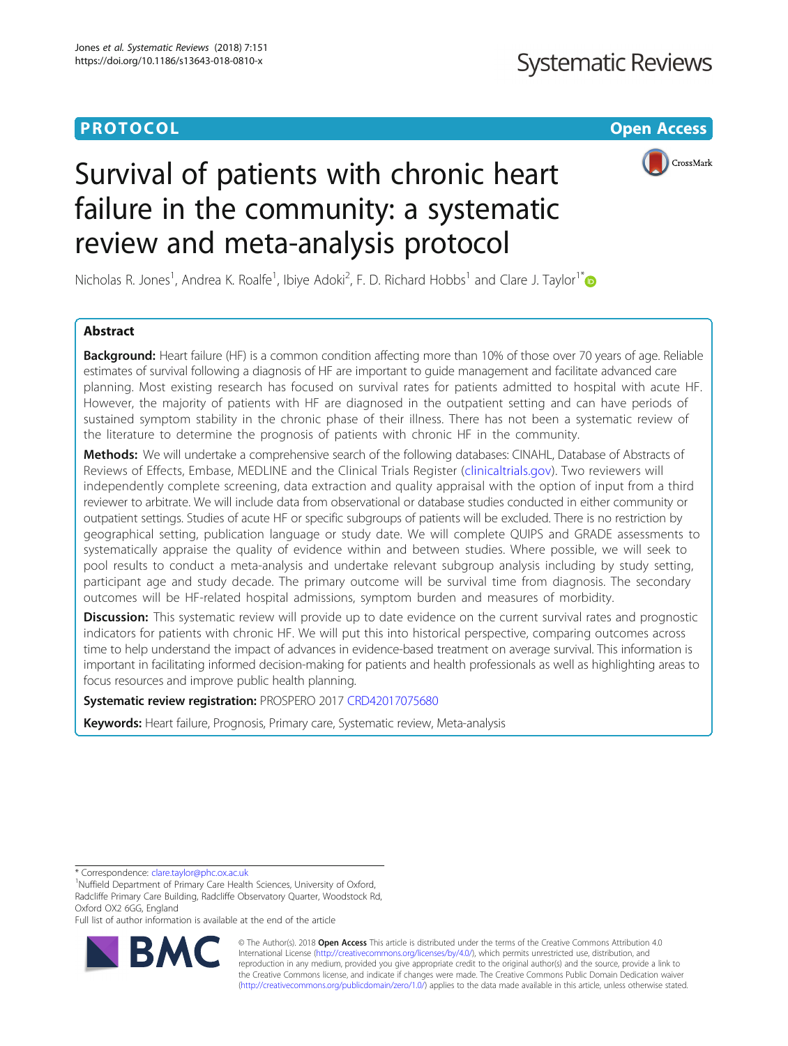PROTOCOL

Open Access

# Survival of patients with chronic heart failure in the community: a systematic review and meta-analysis protocol

Nicholas R. Jones[1], Andrea K. Roalfe[1], Ibiye Adoki[2], F. D. Richard Hobbs[1] and Clare J. Taylor[1*]

## Abstract

**Background:** Heart failure (HF) is a common condition affecting more than 10% of those over 70 years of age. Reliable estimates of survival following a diagnosis of HF are important to guide management and facilitate advanced care planning. Most existing research has focused on survival rates for patients admitted to hospital with acute HF. However, the majority of patients with HF are diagnosed in the outpatient setting and can have periods of sustained symptom stability in the chronic phase of their illness. There has not been a systematic review of the literature to determine the prognosis of patients with chronic HF in the community.

**Methods:** We will undertake a comprehensive search of the following databases: CINAHL, Database of Abstracts of Reviews of Effects, Embase, MEDLINE and the Clinical Trials Register (clinicaltrials.gov). Two reviewers will independently complete screening, data extraction and quality appraisal with the option of input from a third reviewer to arbitrate. We will include data from observational or database studies conducted in either community or outpatient settings. Studies of acute HF or specific subgroups of patients will be excluded. There is no restriction by geographical setting, publication language or study date. We will complete QUIPS and GRADE assessments to systematically appraise the quality of evidence within and between studies. Where possible, we will seek to pool results to conduct a meta-analysis and undertake relevant subgroup analysis including by study setting, participant age and study decade. The primary outcome will be survival time from diagnosis. The secondary outcomes will be HF-related hospital admissions, symptom burden and measures of morbidity.

**Discussion:** This systematic review will provide up to date evidence on the current survival rates and prognostic indicators for patients with chronic HF. We will put this into historical perspective, comparing outcomes across time to help understand the impact of advances in evidence-based treatment on average survival. This information is important in facilitating informed decision-making for patients and health professionals as well as highlighting areas to focus resources and improve public health planning.

**Systematic review registration:** PROSPERO 2017 CRD42017075680

**Keywords:** Heart failure, Prognosis, Primary care, Systematic review, Meta-analysis

---

* Correspondence: clare.taylor@phc.ox.ac.uk
[1]Nuffield Department of Primary Care Health Sciences, University of Oxford, Radcliffe Primary Care Building, Radcliffe Observatory Quarter, Woodstock Rd, Oxford OX2 6GG, England
Full list of author information is available at the end of the article

© The Author(s). 2018 **Open Access** This article is distributed under the terms of the Creative Commons Attribution 4.0 International License (http://creativecommons.org/licenses/by/4.0/), which permits unrestricted use, distribution, and reproduction in any medium, provided you give appropriate credit to the original author(s) and the source, provide a link to the Creative Commons license, and indicate if changes were made. The Creative Commons Public Domain Dedication waiver (http://creativecommons.org/publicdomain/zero/1.0/) applies to the data made available in this article, unless otherwise stated.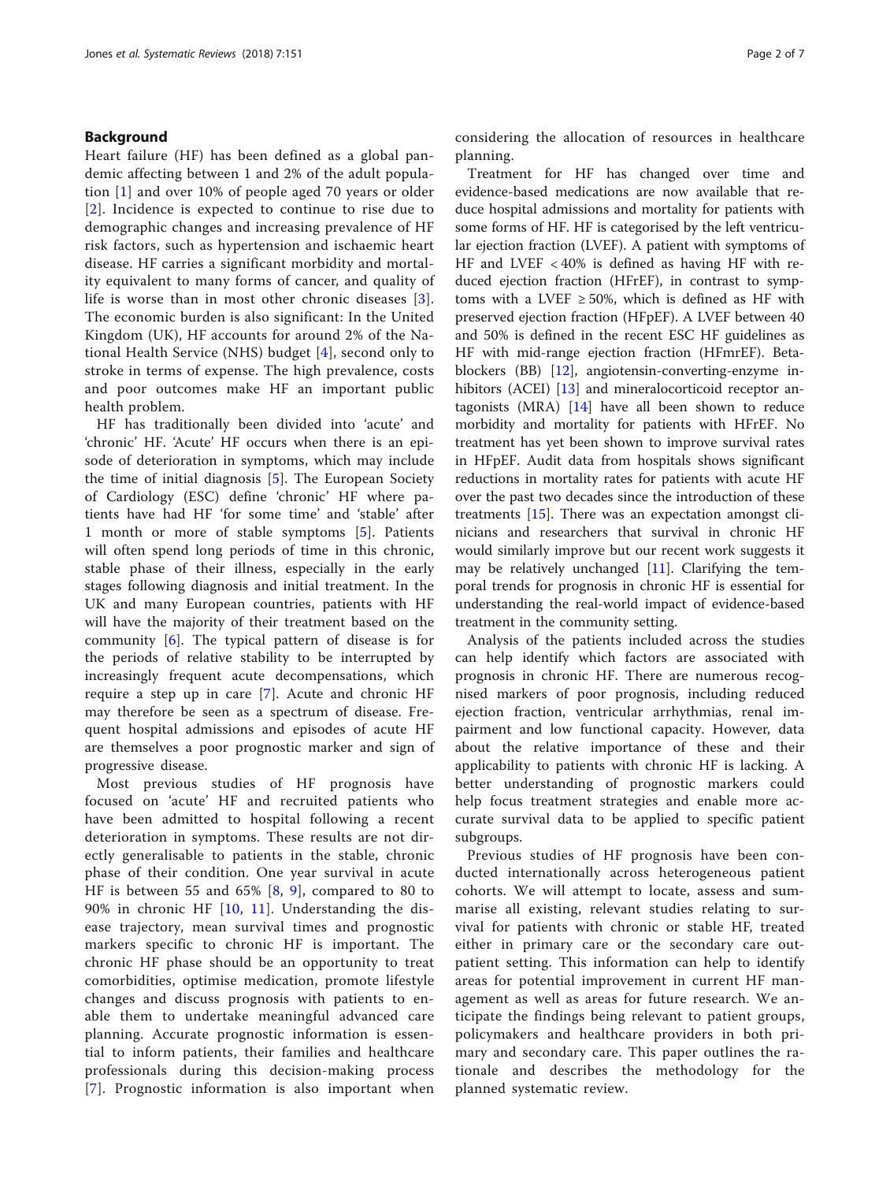## Background

Heart failure (HF) has been defined as a global pandemic affecting between 1 and 2% of the adult population [1] and over 10% of people aged 70 years or older [2]. Incidence is expected to continue to rise due to demographic changes and increasing prevalence of HF risk factors, such as hypertension and ischaemic heart disease. HF carries a significant morbidity and mortality equivalent to many forms of cancer, and quality of life is worse than in most other chronic diseases [3]. The economic burden is also significant: In the United Kingdom (UK), HF accounts for around 2% of the National Health Service (NHS) budget [4], second only to stroke in terms of expense. The high prevalence, costs and poor outcomes make HF an important public health problem.

HF has traditionally been divided into 'acute' and 'chronic' HF. 'Acute' HF occurs when there is an episode of deterioration in symptoms, which may include the time of initial diagnosis [5]. The European Society of Cardiology (ESC) define 'chronic' HF where patients have had HF 'for some time' and 'stable' after 1 month or more of stable symptoms [5]. Patients will often spend long periods of time in this chronic, stable phase of their illness, especially in the early stages following diagnosis and initial treatment. In the UK and many European countries, patients with HF will have the majority of their treatment based on the community [6]. The typical pattern of disease is for the periods of relative stability to be interrupted by increasingly frequent acute decompensations, which require a step up in care [7]. Acute and chronic HF may therefore be seen as a spectrum of disease. Frequent hospital admissions and episodes of acute HF are themselves a poor prognostic marker and sign of progressive disease.

Most previous studies of HF prognosis have focused on 'acute' HF and recruited patients who have been admitted to hospital following a recent deterioration in symptoms. These results are not directly generalisable to patients in the stable, chronic phase of their condition. One year survival in acute HF is between 55 and 65% [8, 9], compared to 80 to 90% in chronic HF [10, 11]. Understanding the disease trajectory, mean survival times and prognostic markers specific to chronic HF is important. The chronic HF phase should be an opportunity to treat comorbidities, optimise medication, promote lifestyle changes and discuss prognosis with patients to enable them to undertake meaningful advanced care planning. Accurate prognostic information is essential to inform patients, their families and healthcare professionals during this decision-making process [7]. Prognostic information is also important when considering the allocation of resources in healthcare planning.

Treatment for HF has changed over time and evidence-based medications are now available that reduce hospital admissions and mortality for patients with some forms of HF. HF is categorised by the left ventricular ejection fraction (LVEF). A patient with symptoms of HF and LVEF < 40% is defined as having HF with reduced ejection fraction (HFrEF), in contrast to symptoms with a LVEF ≥ 50%, which is defined as HF with preserved ejection fraction (HFpEF). A LVEF between 40 and 50% is defined in the recent ESC HF guidelines as HF with mid-range ejection fraction (HFmrEF). Beta-blockers (BB) [12], angiotensin-converting-enzyme inhibitors (ACEI) [13] and mineralocorticoid receptor antagonists (MRA) [14] have all been shown to reduce morbidity and mortality for patients with HFrEF. No treatment has yet been shown to improve survival rates in HFpEF. Audit data from hospitals shows significant reductions in mortality rates for patients with acute HF over the past two decades since the introduction of these treatments [15]. There was an expectation amongst clinicians and researchers that survival in chronic HF would similarly improve but our recent work suggests it may be relatively unchanged [11]. Clarifying the temporal trends for prognosis in chronic HF is essential for understanding the real-world impact of evidence-based treatment in the community setting.

Analysis of the patients included across the studies can help identify which factors are associated with prognosis in chronic HF. There are numerous recognised markers of poor prognosis, including reduced ejection fraction, ventricular arrhythmias, renal impairment and low functional capacity. However, data about the relative importance of these and their applicability to patients with chronic HF is lacking. A better understanding of prognostic markers could help focus treatment strategies and enable more accurate survival data to be applied to specific patient subgroups.

Previous studies of HF prognosis have been conducted internationally across heterogeneous patient cohorts. We will attempt to locate, assess and summarise all existing, relevant studies relating to survival for patients with chronic or stable HF, treated either in primary care or the secondary care outpatient setting. This information can help to identify areas for potential improvement in current HF management as well as areas for future research. We anticipate the findings being relevant to patient groups, policymakers and healthcare providers in both primary and secondary care. This paper outlines the rationale and describes the methodology for the planned systematic review.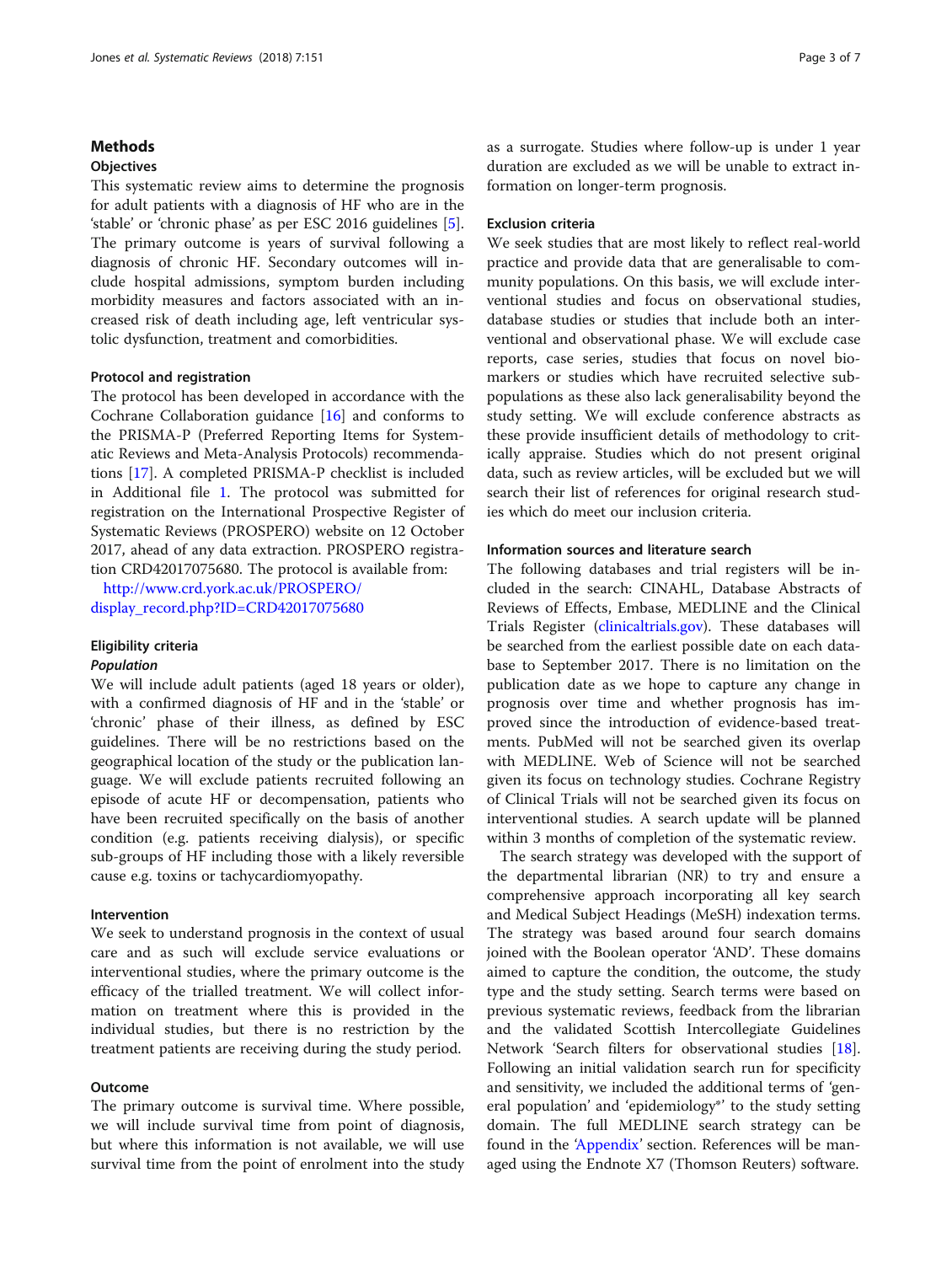## Methods

### Objectives

This systematic review aims to determine the prognosis for adult patients with a diagnosis of HF who are in the 'stable' or 'chronic phase' as per ESC 2016 guidelines [5]. The primary outcome is years of survival following a diagnosis of chronic HF. Secondary outcomes will include hospital admissions, symptom burden including morbidity measures and factors associated with an increased risk of death including age, left ventricular systolic dysfunction, treatment and comorbidities.

### Protocol and registration

The protocol has been developed in accordance with the Cochrane Collaboration guidance [16] and conforms to the PRISMA-P (Preferred Reporting Items for Systematic Reviews and Meta-Analysis Protocols) recommendations [17]. A completed PRISMA-P checklist is included in Additional file 1. The protocol was submitted for registration on the International Prospective Register of Systematic Reviews (PROSPERO) website on 12 October 2017, ahead of any data extraction. PROSPERO registration CRD42017075680. The protocol is available from: http://www.crd.york.ac.uk/PROSPERO/display_record.php?ID=CRD42017075680

### Eligibility criteria

#### *Population*

We will include adult patients (aged 18 years or older), with a confirmed diagnosis of HF and in the 'stable' or 'chronic' phase of their illness, as defined by ESC guidelines. There will be no restrictions based on the geographical location of the study or the publication language. We will exclude patients recruited following an episode of acute HF or decompensation, patients who have been recruited specifically on the basis of another condition (e.g. patients receiving dialysis), or specific sub-groups of HF including those with a likely reversible cause e.g. toxins or tachycardiomyopathy.

### Intervention

We seek to understand prognosis in the context of usual care and as such will exclude service evaluations or interventional studies, where the primary outcome is the efficacy of the trialled treatment. We will collect information on treatment where this is provided in the individual studies, but there is no restriction by the treatment patients are receiving during the study period.

### Outcome

The primary outcome is survival time. Where possible, we will include survival time from point of diagnosis, but where this information is not available, we will use survival time from the point of enrolment into the study as a surrogate. Studies where follow-up is under 1 year duration are excluded as we will be unable to extract information on longer-term prognosis.

### Exclusion criteria

We seek studies that are most likely to reflect real-world practice and provide data that are generalisable to community populations. On this basis, we will exclude interventional studies and focus on observational studies, database studies or studies that include both an interventional and observational phase. We will exclude case reports, case series, studies that focus on novel biomarkers or studies which have recruited selective subpopulations as these also lack generalisability beyond the study setting. We will exclude conference abstracts as these provide insufficient details of methodology to critically appraise. Studies which do not present original data, such as review articles, will be excluded but we will search their list of references for original research studies which do meet our inclusion criteria.

### Information sources and literature search

The following databases and trial registers will be included in the search: CINAHL, Database Abstracts of Reviews of Effects, Embase, MEDLINE and the Clinical Trials Register (clinicaltrials.gov). These databases will be searched from the earliest possible date on each database to September 2017. There is no limitation on the publication date as we hope to capture any change in prognosis over time and whether prognosis has improved since the introduction of evidence-based treatments. PubMed will not be searched given its overlap with MEDLINE. Web of Science will not be searched given its focus on technology studies. Cochrane Registry of Clinical Trials will not be searched given its focus on interventional studies. A search update will be planned within 3 months of completion of the systematic review.

The search strategy was developed with the support of the departmental librarian (NR) to try and ensure a comprehensive approach incorporating all key search and Medical Subject Headings (MeSH) indexation terms. The strategy was based around four search domains joined with the Boolean operator 'AND'. These domains aimed to capture the condition, the outcome, the study type and the study setting. Search terms were based on previous systematic reviews, feedback from the librarian and the validated Scottish Intercollegiate Guidelines Network 'Search filters for observational studies [18]. Following an initial validation search run for specificity and sensitivity, we included the additional terms of 'general population' and 'epidemiology*' to the study setting domain. The full MEDLINE search strategy can be found in the 'Appendix' section. References will be managed using the Endnote X7 (Thomson Reuters) software.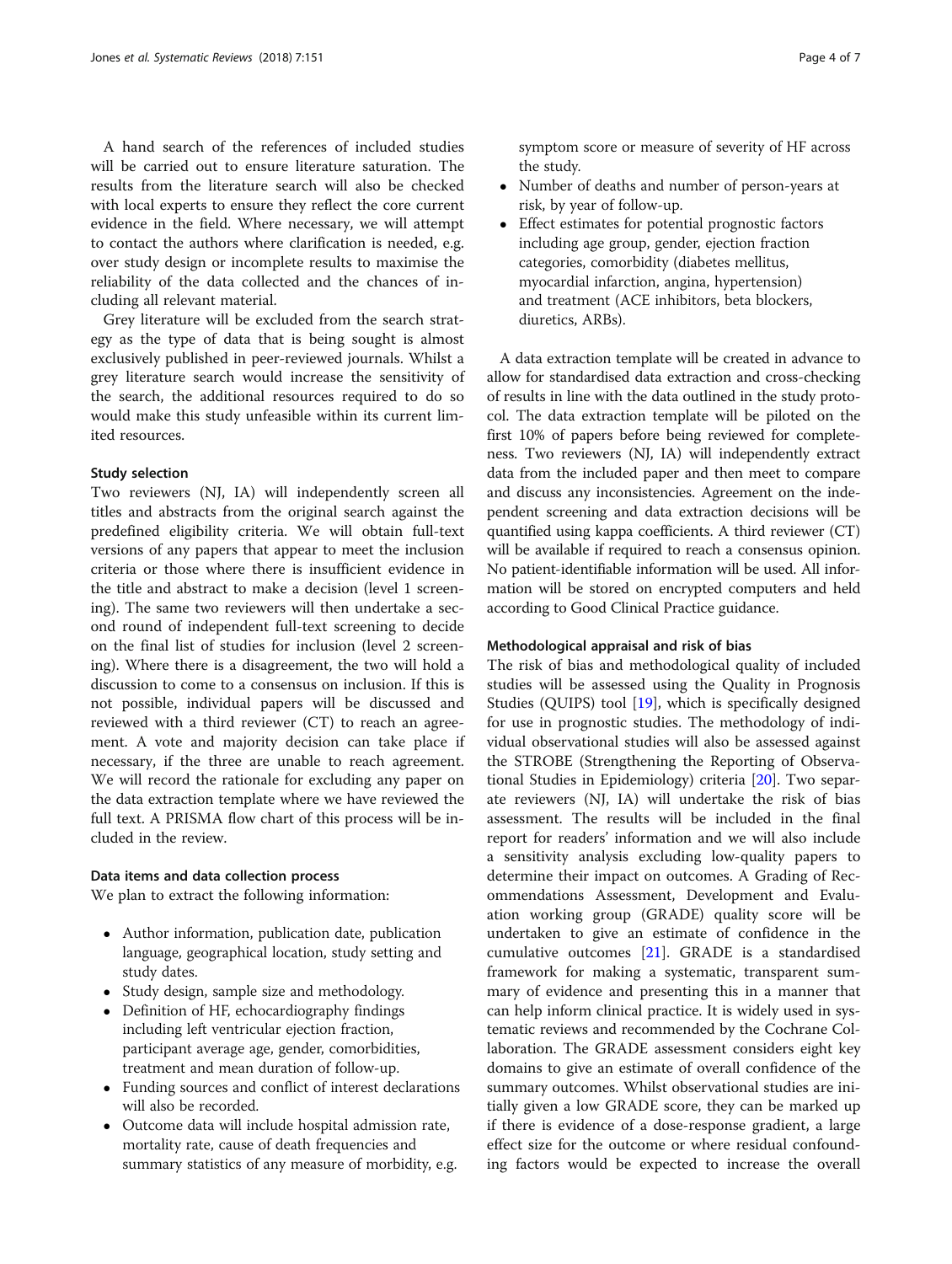A hand search of the references of included studies will be carried out to ensure literature saturation. The results from the literature search will also be checked with local experts to ensure they reflect the core current evidence in the field. Where necessary, we will attempt to contact the authors where clarification is needed, e.g. over study design or incomplete results to maximise the reliability of the data collected and the chances of including all relevant material.

Grey literature will be excluded from the search strategy as the type of data that is being sought is almost exclusively published in peer-reviewed journals. Whilst a grey literature search would increase the sensitivity of the search, the additional resources required to do so would make this study unfeasible within its current limited resources.

### Study selection

Two reviewers (NJ, IA) will independently screen all titles and abstracts from the original search against the predefined eligibility criteria. We will obtain full-text versions of any papers that appear to meet the inclusion criteria or those where there is insufficient evidence in the title and abstract to make a decision (level 1 screening). The same two reviewers will then undertake a second round of independent full-text screening to decide on the final list of studies for inclusion (level 2 screening). Where there is a disagreement, the two will hold a discussion to come to a consensus on inclusion. If this is not possible, individual papers will be discussed and reviewed with a third reviewer (CT) to reach an agreement. A vote and majority decision can take place if necessary, if the three are unable to reach agreement. We will record the rationale for excluding any paper on the data extraction template where we have reviewed the full text. A PRISMA flow chart of this process will be included in the review.

### Data items and data collection process

We plan to extract the following information:

- Author information, publication date, publication language, geographical location, study setting and study dates.
- Study design, sample size and methodology.
- Definition of HF, echocardiography findings including left ventricular ejection fraction, participant average age, gender, comorbidities, treatment and mean duration of follow-up.
- Funding sources and conflict of interest declarations will also be recorded.
- Outcome data will include hospital admission rate, mortality rate, cause of death frequencies and summary statistics of any measure of morbidity, e.g. symptom score or measure of severity of HF across the study.
- Number of deaths and number of person-years at risk, by year of follow-up.
- Effect estimates for potential prognostic factors including age group, gender, ejection fraction categories, comorbidity (diabetes mellitus, myocardial infarction, angina, hypertension) and treatment (ACE inhibitors, beta blockers, diuretics, ARBs).

A data extraction template will be created in advance to allow for standardised data extraction and cross-checking of results in line with the data outlined in the study protocol. The data extraction template will be piloted on the first 10% of papers before being reviewed for completeness. Two reviewers (NJ, IA) will independently extract data from the included paper and then meet to compare and discuss any inconsistencies. Agreement on the independent screening and data extraction decisions will be quantified using kappa coefficients. A third reviewer (CT) will be available if required to reach a consensus opinion. No patient-identifiable information will be used. All information will be stored on encrypted computers and held according to Good Clinical Practice guidance.

### Methodological appraisal and risk of bias

The risk of bias and methodological quality of included studies will be assessed using the Quality in Prognosis Studies (QUIPS) tool [19], which is specifically designed for use in prognostic studies. The methodology of individual observational studies will also be assessed against the STROBE (Strengthening the Reporting of Observational Studies in Epidemiology) criteria [20]. Two separate reviewers (NJ, IA) will undertake the risk of bias assessment. The results will be included in the final report for readers' information and we will also include a sensitivity analysis excluding low-quality papers to determine their impact on outcomes. A Grading of Recommendations Assessment, Development and Evaluation working group (GRADE) quality score will be undertaken to give an estimate of confidence in the cumulative outcomes [21]. GRADE is a standardised framework for making a systematic, transparent summary of evidence and presenting this in a manner that can help inform clinical practice. It is widely used in systematic reviews and recommended by the Cochrane Collaboration. The GRADE assessment considers eight key domains to give an estimate of overall confidence of the summary outcomes. Whilst observational studies are initially given a low GRADE score, they can be marked up if there is evidence of a dose-response gradient, a large effect size for the outcome or where residual confounding factors would be expected to increase the overall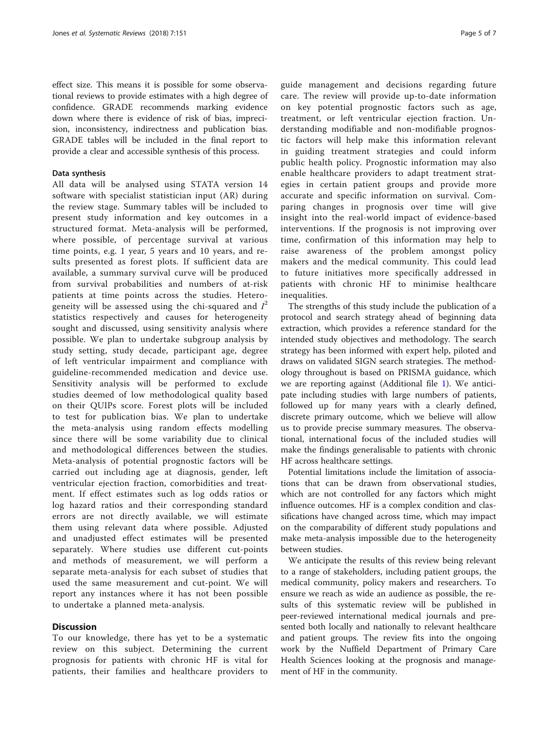effect size. This means it is possible for some observational reviews to provide estimates with a high degree of confidence. GRADE recommends marking evidence down where there is evidence of risk of bias, imprecision, inconsistency, indirectness and publication bias. GRADE tables will be included in the final report to provide a clear and accessible synthesis of this process.

### Data synthesis

All data will be analysed using STATA version 14 software with specialist statistician input (AR) during the review stage. Summary tables will be included to present study information and key outcomes in a structured format. Meta-analysis will be performed, where possible, of percentage survival at various time points, e.g. 1 year, 5 years and 10 years, and results presented as forest plots. If sufficient data are available, a summary survival curve will be produced from survival probabilities and numbers of at-risk patients at time points across the studies. Heterogeneity will be assessed using the chi-squared and $I^2$ statistics respectively and causes for heterogeneity sought and discussed, using sensitivity analysis where possible. We plan to undertake subgroup analysis by study setting, study decade, participant age, degree of left ventricular impairment and compliance with guideline-recommended medication and device use. Sensitivity analysis will be performed to exclude studies deemed of low methodological quality based on their QUIPs score. Forest plots will be included to test for publication bias. We plan to undertake the meta-analysis using random effects modelling since there will be some variability due to clinical and methodological differences between the studies. Meta-analysis of potential prognostic factors will be carried out including age at diagnosis, gender, left ventricular ejection fraction, comorbidities and treatment. If effect estimates such as log odds ratios or log hazard ratios and their corresponding standard errors are not directly available, we will estimate them using relevant data where possible. Adjusted and unadjusted effect estimates will be presented separately. Where studies use different cut-points and methods of measurement, we will perform a separate meta-analysis for each subset of studies that used the same measurement and cut-point. We will report any instances where it has not been possible to undertake a planned meta-analysis.

## Discussion

To our knowledge, there has yet to be a systematic review on this subject. Determining the current prognosis for patients with chronic HF is vital for patients, their families and healthcare providers to guide management and decisions regarding future care. The review will provide up-to-date information on key potential prognostic factors such as age, treatment, or left ventricular ejection fraction. Understanding modifiable and non-modifiable prognostic factors will help make this information relevant in guiding treatment strategies and could inform public health policy. Prognostic information may also enable healthcare providers to adapt treatment strategies in certain patient groups and provide more accurate and specific information on survival. Comparing changes in prognosis over time will give insight into the real-world impact of evidence-based interventions. If the prognosis is not improving over time, confirmation of this information may help to raise awareness of the problem amongst policy makers and the medical community. This could lead to future initiatives more specifically addressed in patients with chronic HF to minimise healthcare inequalities.

The strengths of this study include the publication of a protocol and search strategy ahead of beginning data extraction, which provides a reference standard for the intended study objectives and methodology. The search strategy has been informed with expert help, piloted and draws on validated SIGN search strategies. The methodology throughout is based on PRISMA guidance, which we are reporting against (Additional file 1). We anticipate including studies with large numbers of patients, followed up for many years with a clearly defined, discrete primary outcome, which we believe will allow us to provide precise summary measures. The observational, international focus of the included studies will make the findings generalisable to patients with chronic HF across healthcare settings.

Potential limitations include the limitation of associations that can be drawn from observational studies, which are not controlled for any factors which might influence outcomes. HF is a complex condition and classifications have changed across time, which may impact on the comparability of different study populations and make meta-analysis impossible due to the heterogeneity between studies.

We anticipate the results of this review being relevant to a range of stakeholders, including patient groups, the medical community, policy makers and researchers. To ensure we reach as wide an audience as possible, the results of this systematic review will be published in peer-reviewed international medical journals and presented both locally and nationally to relevant healthcare and patient groups. The review fits into the ongoing work by the Nuffield Department of Primary Care Health Sciences looking at the prognosis and management of HF in the community.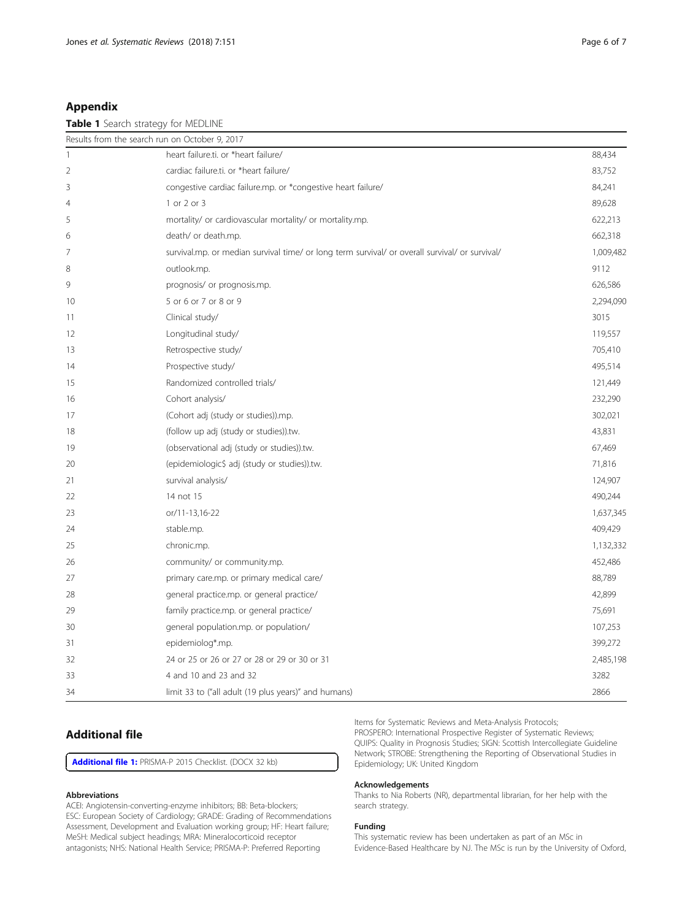## Appendix

**Table 1** Search strategy for MEDLINE

| Results from the search run on October 9, 2017 | | |
|---|---|---|
| 1 | heart failure.ti. or *heart failure/ | 88,434 |
| 2 | cardiac failure.ti. or *heart failure/ | 83,752 |
| 3 | congestive cardiac failure.mp. or *congestive heart failure/ | 84,241 |
| 4 | 1 or 2 or 3 | 89,628 |
| 5 | mortality/ or cardiovascular mortality/ or mortality.mp. | 622,213 |
| 6 | death/ or death.mp. | 662,318 |
| 7 | survival.mp. or median survival time/ or long term survival/ or overall survival/ or survival/ | 1,009,482 |
| 8 | outlook.mp. | 9112 |
| 9 | prognosis/ or prognosis.mp. | 626,586 |
| 10 | 5 or 6 or 7 or 8 or 9 | 2,294,090 |
| 11 | Clinical study/ | 3015 |
| 12 | Longitudinal study/ | 119,557 |
| 13 | Retrospective study/ | 705,410 |
| 14 | Prospective study/ | 495,514 |
| 15 | Randomized controlled trials/ | 121,449 |
| 16 | Cohort analysis/ | 232,290 |
| 17 | (Cohort adj (study or studies)).mp. | 302,021 |
| 18 | (follow up adj (study or studies)).tw. | 43,831 |
| 19 | (observational adj (study or studies)).tw. | 67,469 |
| 20 | (epidemiologic$ adj (study or studies)).tw. | 71,816 |
| 21 | survival analysis/ | 124,907 |
| 22 | 14 not 15 | 490,244 |
| 23 | or/11-13,16-22 | 1,637,345 |
| 24 | stable.mp. | 409,429 |
| 25 | chronic.mp. | 1,132,332 |
| 26 | community/ or community.mp. | 452,486 |
| 27 | primary care.mp. or primary medical care/ | 88,789 |
| 28 | general practice.mp. or general practice/ | 42,899 |
| 29 | family practice.mp. or general practice/ | 75,691 |
| 30 | general population.mp. or population/ | 107,253 |
| 31 | epidemiolog*.mp. | 399,272 |
| 32 | 24 or 25 or 26 or 27 or 28 or 29 or 30 or 31 | 2,485,198 |
| 33 | 4 and 10 and 23 and 32 | 3282 |
| 34 | limit 33 to ("all adult (19 plus years)" and humans) | 2866 |

## Additional file

**Additional file 1:** PRISMA-P 2015 Checklist. (DOCX 32 kb)

#### Abbreviations

ACEI: Angiotensin-converting-enzyme inhibitors; BB: Beta-blockers; ESC: European Society of Cardiology; GRADE: Grading of Recommendations Assessment, Development and Evaluation working group; HF: Heart failure; MeSH: Medical subject headings; MRA: Mineralocorticoid receptor antagonists; NHS: National Health Service; PRISMA-P: Preferred Reporting Items for Systematic Reviews and Meta-Analysis Protocols; PROSPERO: International Prospective Register of Systematic Reviews; QUIPS: Quality in Prognosis Studies; SIGN: Scottish Intercollegiate Guideline Network; STROBE: Strengthening the Reporting of Observational Studies in Epidemiology; UK: United Kingdom

#### Acknowledgements

Thanks to Nia Roberts (NR), departmental librarian, for her help with the search strategy.

#### Funding

This systematic review has been undertaken as part of an MSc in Evidence-Based Healthcare by NJ. The MSc is run by the University of Oxford,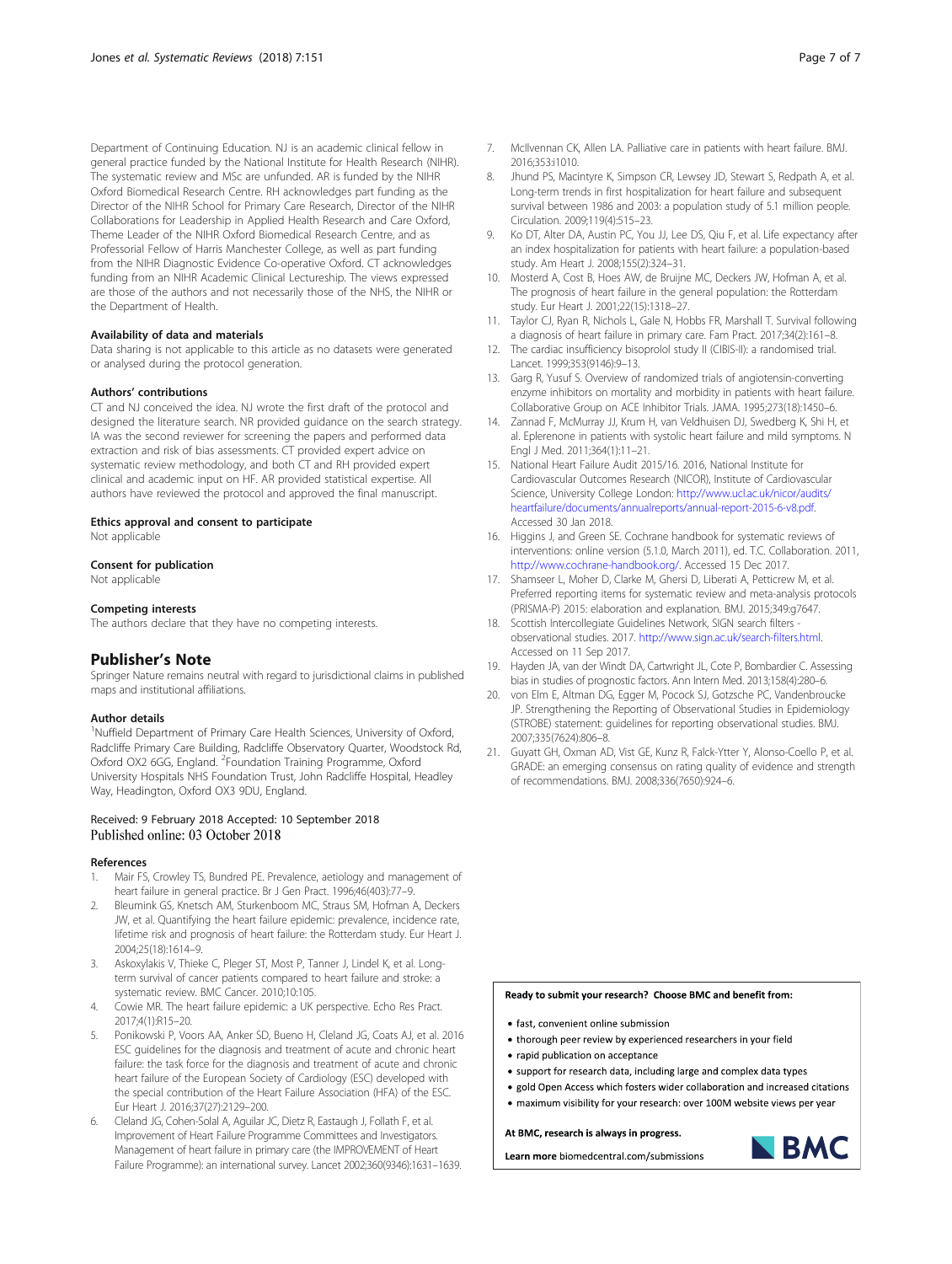Department of Continuing Education. NJ is an academic clinical fellow in general practice funded by the National Institute for Health Research (NIHR). The systematic review and MSc are unfunded. AR is funded by the NIHR Oxford Biomedical Research Centre. RH acknowledges part funding as the Director of the NIHR School for Primary Care Research, Director of the NIHR Collaborations for Leadership in Applied Health Research and Care Oxford, Theme Leader of the NIHR Oxford Biomedical Research Centre, and as Professorial Fellow of Harris Manchester College, as well as part funding from the NIHR Diagnostic Evidence Co-operative Oxford. CT acknowledges funding from an NIHR Academic Clinical Lectureship. The views expressed are those of the authors and not necessarily those of the NHS, the NIHR or the Department of Health.

#### Availability of data and materials

Data sharing is not applicable to this article as no datasets were generated or analysed during the protocol generation.

#### Authors' contributions

CT and NJ conceived the idea. NJ wrote the first draft of the protocol and designed the literature search. NR provided guidance on the search strategy. IA was the second reviewer for screening the papers and performed data extraction and risk of bias assessments. CT provided expert advice on systematic review methodology, and both CT and RH provided expert clinical and academic input on HF. AR provided statistical expertise. All authors have reviewed the protocol and approved the final manuscript.

#### Ethics approval and consent to participate

Not applicable

#### Consent for publication

Not applicable

#### Competing interests

The authors declare that they have no competing interests.

## Publisher's Note

Springer Nature remains neutral with regard to jurisdictional claims in published maps and institutional affiliations.

#### Author details

[1]Nuffield Department of Primary Care Health Sciences, University of Oxford, Radcliffe Primary Care Building, Radcliffe Observatory Quarter, Woodstock Rd, Oxford OX2 6GG, England. [2]Foundation Training Programme, Oxford University Hospitals NHS Foundation Trust, John Radcliffe Hospital, Headley Way, Headington, Oxford OX3 9DU, England.

Received: 9 February 2018 Accepted: 10 September 2018
Published online: 03 October 2018

#### References

1. Mair FS, Crowley TS, Bundred PE. Prevalence, aetiology and management of heart failure in general practice. Br J Gen Pract. 1996;46(403):77–9.
2. Bleumink GS, Knetsch AM, Sturkenboom MC, Straus SM, Hofman A, Deckers JW, et al. Quantifying the heart failure epidemic: prevalence, incidence rate, lifetime risk and prognosis of heart failure: the Rotterdam study. Eur Heart J. 2004;25(18):1614–9.
3. Askoxylakis V, Thieke C, Pleger ST, Most P, Tanner J, Lindel K, et al. Long-term survival of cancer patients compared to heart failure and stroke: a systematic review. BMC Cancer. 2010;10:105.
4. Cowie MR. The heart failure epidemic: a UK perspective. Echo Res Pract. 2017;4(1):R15–20.
5. Ponikowski P, Voors AA, Anker SD, Bueno H, Cleland JG, Coats AJ, et al. 2016 ESC guidelines for the diagnosis and treatment of acute and chronic heart failure: the task force for the diagnosis and treatment of acute and chronic heart failure of the European Society of Cardiology (ESC) developed with the special contribution of the Heart Failure Association (HFA) of the ESC. Eur Heart J. 2016;37(27):2129–200.
6. Cleland JG, Cohen-Solal A, Aguilar JC, Dietz R, Eastaugh J, Follath F, et al. Improvement of Heart Failure Programme Committees and Investigators. Management of heart failure in primary care (the IMPROVEMENT of Heart Failure Programme): an international survey. Lancet 2002;360(9346):1631–1639.
7. McIlvennan CK, Allen LA. Palliative care in patients with heart failure. BMJ. 2016;353:i1010.
8. Jhund PS, Macintyre K, Simpson CR, Lewsey JD, Stewart S, Redpath A, et al. Long-term trends in first hospitalization for heart failure and subsequent survival between 1986 and 2003: a population study of 5.1 million people. Circulation. 2009;119(4):515–23.
9. Ko DT, Alter DA, Austin PC, You JJ, Lee DS, Qiu F, et al. Life expectancy after an index hospitalization for patients with heart failure: a population-based study. Am Heart J. 2008;155(2):324–31.
10. Mosterd A, Cost B, Hoes AW, de Bruijne MC, Deckers JW, Hofman A, et al. The prognosis of heart failure in the general population: the Rotterdam study. Eur Heart J. 2001;22(15):1318–27.
11. Taylor CJ, Ryan R, Nichols L, Gale N, Hobbs FR, Marshall T. Survival following a diagnosis of heart failure in primary care. Fam Pract. 2017;34(2):161–8.
12. The cardiac insufficiency bisoprolol study II (CIBIS-II): a randomised trial. Lancet. 1999;353(9146):9–13.
13. Garg R, Yusuf S. Overview of randomized trials of angiotensin-converting enzyme inhibitors on mortality and morbidity in patients with heart failure. Collaborative Group on ACE Inhibitor Trials. JAMA. 1995;273(18):1450–6.
14. Zannad F, McMurray JJ, Krum H, van Veldhuisen DJ, Swedberg K, Shi H, et al. Eplerenone in patients with systolic heart failure and mild symptoms. N Engl J Med. 2011;364(1):11–21.
15. National Heart Failure Audit 2015/16. 2016, National Institute for Cardiovascular Outcomes Research (NICOR), Institute of Cardiovascular Science, University College London: http://www.ucl.ac.uk/nicor/audits/heartfailure/documents/annualreports/annual-report-2015-6-v8.pdf. Accessed 30 Jan 2018.
16. Higgins J, and Green SE. Cochrane handbook for systematic reviews of interventions: online version (5.1.0, March 2011), ed. T.C. Collaboration. 2011, http://www.cochrane-handbook.org/. Accessed 15 Dec 2017.
17. Shamseer L, Moher D, Clarke M, Ghersi D, Liberati A, Petticrew M, et al. Preferred reporting items for systematic review and meta-analysis protocols (PRISMA-P) 2015: elaboration and explanation. BMJ. 2015;349:g7647.
18. Scottish Intercollegiate Guidelines Network, SIGN search filters - observational studies. 2017. http://www.sign.ac.uk/search-filters.html. Accessed on 11 Sep 2017.
19. Hayden JA, van der Windt DA, Cartwright JL, Cote P, Bombardier C. Assessing bias in studies of prognostic factors. Ann Intern Med. 2013;158(4):280–6.
20. von Elm E, Altman DG, Egger M, Pocock SJ, Gotzsche PC, Vandenbroucke JP. Strengthening the Reporting of Observational Studies in Epidemiology (STROBE) statement: guidelines for reporting observational studies. BMJ. 2007;335(7624):806–8.
21. Guyatt GH, Oxman AD, Vist GE, Kunz R, Falck-Ytter Y, Alonso-Coello P, et al. GRADE: an emerging consensus on rating quality of evidence and strength of recommendations. BMJ. 2008;336(7650):924–6.